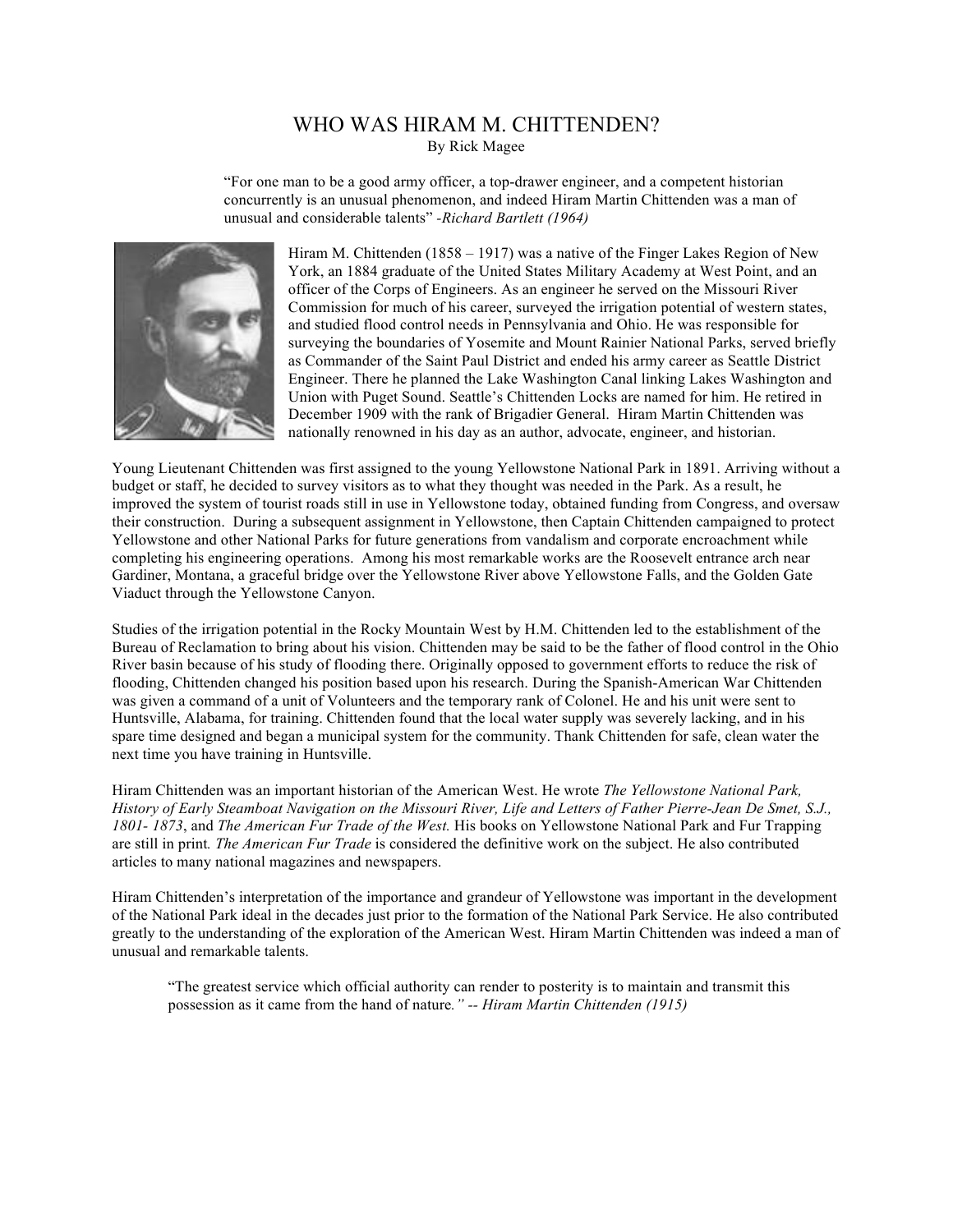# WHO WAS HIRAM M. CHITTENDEN?

By Rick Magee

> "For one man to be a good army officer, a top-drawer engineer, and a competent historian concurrently is an unusual phenomenon, and indeed Hiram Martin Chittenden was a man of unusual and considerable talents" -*Richard Bartlett (1964)*

Hiram M. Chittenden (1858 – 1917) was a native of the Finger Lakes Region of New York, an 1884 graduate of the United States Military Academy at West Point, and an officer of the Corps of Engineers. As an engineer he served on the Missouri River Commission for much of his career, surveyed the irrigation potential of western states, and studied flood control needs in Pennsylvania and Ohio. He was responsible for surveying the boundaries of Yosemite and Mount Rainier National Parks, served briefly as Commander of the Saint Paul District and ended his army career as Seattle District Engineer. There he planned the Lake Washington Canal linking Lakes Washington and Union with Puget Sound. Seattle's Chittenden Locks are named for him. He retired in December 1909 with the rank of Brigadier General. Hiram Martin Chittenden was nationally renowned in his day as an author, advocate, engineer, and historian.

Young Lieutenant Chittenden was first assigned to the young Yellowstone National Park in 1891. Arriving without a budget or staff, he decided to survey visitors as to what they thought was needed in the Park. As a result, he improved the system of tourist roads still in use in Yellowstone today, obtained funding from Congress, and oversaw their construction. During a subsequent assignment in Yellowstone, then Captain Chittenden campaigned to protect Yellowstone and other National Parks for future generations from vandalism and corporate encroachment while completing his engineering operations. Among his most remarkable works are the Roosevelt entrance arch near Gardiner, Montana, a graceful bridge over the Yellowstone River above Yellowstone Falls, and the Golden Gate Viaduct through the Yellowstone Canyon.

Studies of the irrigation potential in the Rocky Mountain West by H.M. Chittenden led to the establishment of the Bureau of Reclamation to bring about his vision. Chittenden may be said to be the father of flood control in the Ohio River basin because of his study of flooding there. Originally opposed to government efforts to reduce the risk of flooding, Chittenden changed his position based upon his research. During the Spanish-American War Chittenden was given a command of a unit of Volunteers and the temporary rank of Colonel. He and his unit were sent to Huntsville, Alabama, for training. Chittenden found that the local water supply was severely lacking, and in his spare time designed and began a municipal system for the community. Thank Chittenden for safe, clean water the next time you have training in Huntsville.

Hiram Chittenden was an important historian of the American West. He wrote *The Yellowstone National Park, History of Early Steamboat Navigation on the Missouri River, Life and Letters of Father Pierre-Jean De Smet, S.J., 1801- 1873*, and *The American Fur Trade of the West.* His books on Yellowstone National Park and Fur Trapping are still in print. *The American Fur Trade* is considered the definitive work on the subject. He also contributed articles to many national magazines and newspapers.

Hiram Chittenden's interpretation of the importance and grandeur of Yellowstone was important in the development of the National Park ideal in the decades just prior to the formation of the National Park Service. He also contributed greatly to the understanding of the exploration of the American West. Hiram Martin Chittenden was indeed a man of unusual and remarkable talents.

> "The greatest service which official authority can render to posterity is to maintain and transmit this possession as it came from the hand of nature*." -- Hiram Martin Chittenden (1915)*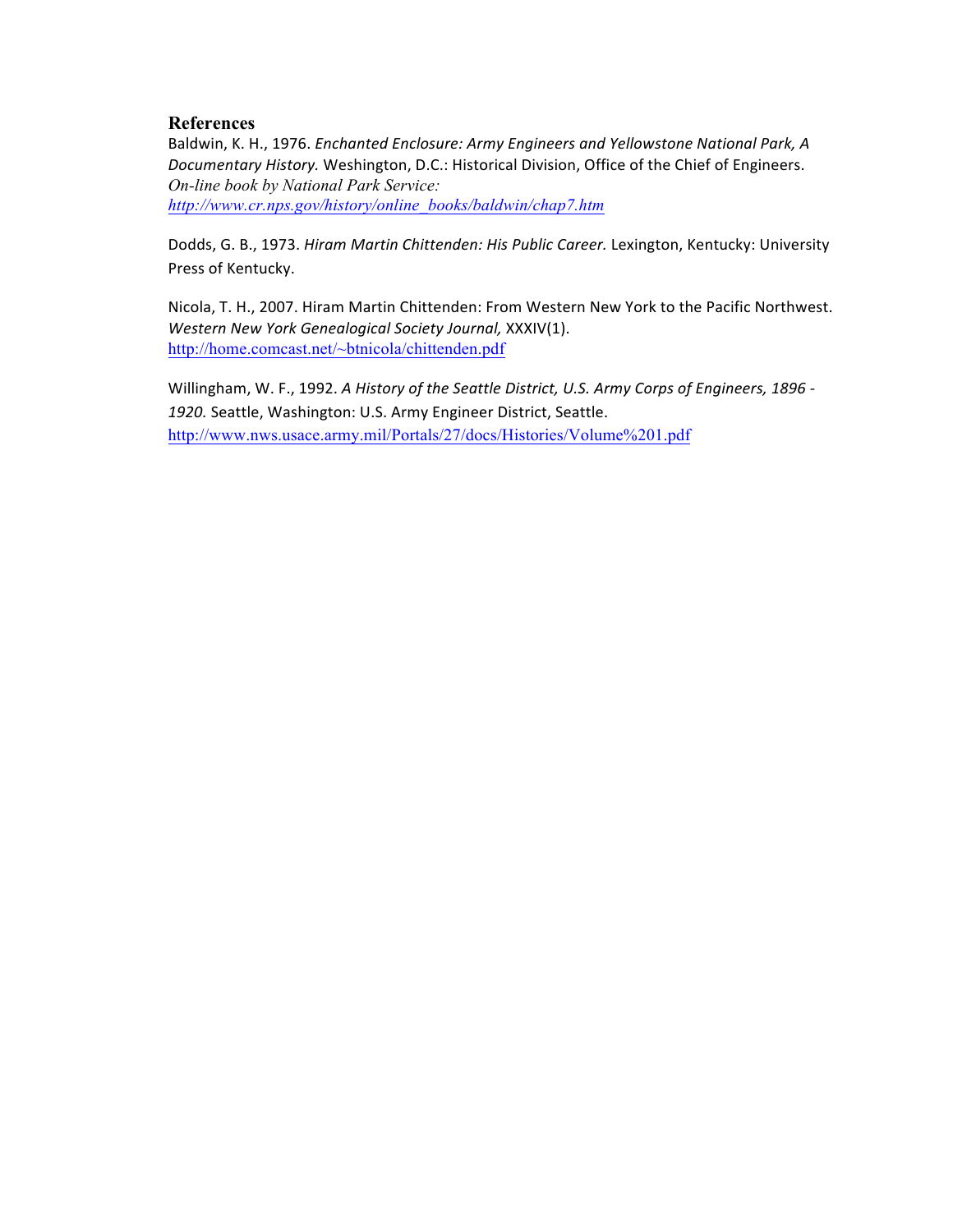## References

Baldwin, K. H., 1976. *Enchanted Enclosure: Army Engineers and Yellowstone National Park, A Documentary History.* Weshington, D.C.: Historical Division, Office of the Chief of Engineers. *On-line book by National Park Service:* *http://www.cr.nps.gov/history/online_books/baldwin/chap7.htm*

Dodds, G. B., 1973. *Hiram Martin Chittenden: His Public Career.* Lexington, Kentucky: University Press of Kentucky.

Nicola, T. H., 2007. Hiram Martin Chittenden: From Western New York to the Pacific Northwest. *Western New York Genealogical Society Journal,* XXXIV(1). http://home.comcast.net/~btnicola/chittenden.pdf

Willingham, W. F., 1992. *A History of the Seattle District, U.S. Army Corps of Engineers, 1896 - 1920.* Seattle, Washington: U.S. Army Engineer District, Seattle. http://www.nws.usace.army.mil/Portals/27/docs/Histories/Volume%201.pdf